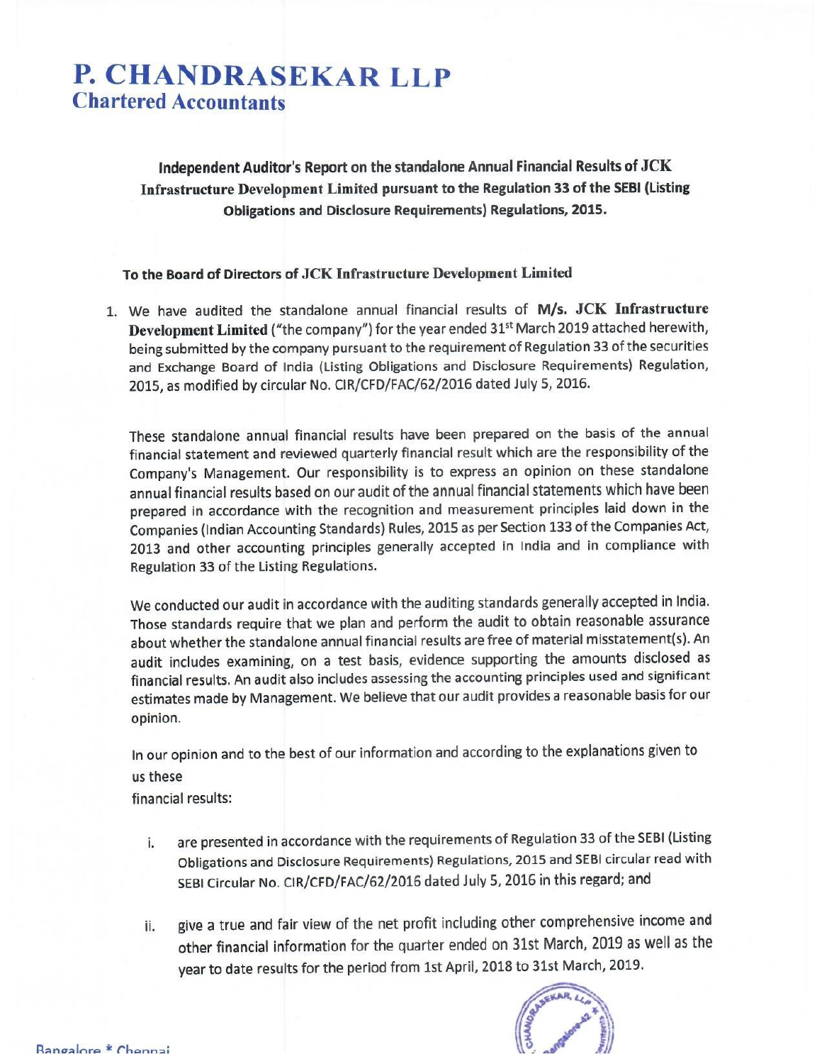# P. CHANDRASEKAR LLP

## Chartered Accountants

**Independent Auditor's Report on the standalone Annual Financial Results of JCK Infrastructure Development Limited pursuant to the Regulation 33 of the SEBI (Listing Obligations and Disclosure Requirements) Regulations, 2015.**

**To the Board of Directors of JCK Infrastructure Development Limited**

1. We have audited the standalone annual financial results of **M/s. JCK Infrastructure Development Limited** ("the company") for the year ended 31st March 2019 attached herewith, being submitted by the company pursuant to the requirement of Regulation 33 of the securities and Exchange Board of India (Listing Obligations and Disclosure Requirements) Regulation, 2015, as modified by circular No. CIR/CFD/FAC/62/2016 dated July 5, 2016.

   These standalone annual financial results have been prepared on the basis of the annual financial statement and reviewed quarterly financial result which are the responsibility of the Company's Management. Our responsibility is to express an opinion on these standalone annual financial results based on our audit of the annual financial statements which have been prepared in accordance with the recognition and measurement principles laid down in the Companies (Indian Accounting Standards) Rules, 2015 as per Section 133 of the Companies Act, 2013 and other accounting principles generally accepted in India and in compliance with Regulation 33 of the Listing Regulations.

   We conducted our audit in accordance with the auditing standards generally accepted in India. Those standards require that we plan and perform the audit to obtain reasonable assurance about whether the standalone annual financial results are free of material misstatement(s). An audit includes examining, on a test basis, evidence supporting the amounts disclosed as financial results. An audit also includes assessing the accounting principles used and significant estimates made by Management. We believe that our audit provides a reasonable basis for our opinion.

   In our opinion and to the best of our information and according to the explanations given to us these financial results:

   i. are presented in accordance with the requirements of Regulation 33 of the SEBI (Listing Obligations and Disclosure Requirements) Regulations, 2015 and SEBI circular read with SEBI Circular No. CIR/CFD/FAC/62/2016 dated July 5, 2016 in this regard; and

   ii. give a true and fair view of the net profit including other comprehensive income and other financial information for the quarter ended on 31st March, 2019 as well as the year to date results for the period from 1st April, 2018 to 31st March, 2019.

Bangalore * Chennai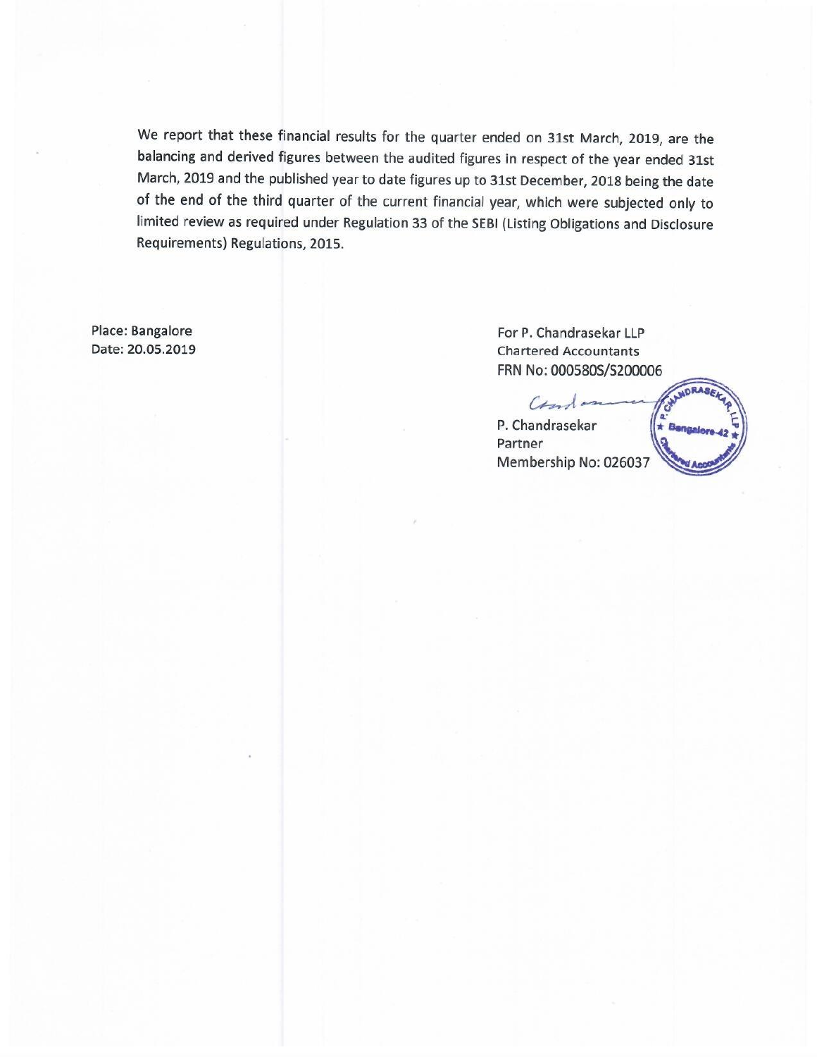We report that these financial results for the quarter ended on 31st March, 2019, are the balancing and derived figures between the audited figures in respect of the year ended 31st March, 2019 and the published year to date figures up to 31st December, 2018 being the date of the end of the third quarter of the current financial year, which were subjected only to limited review as required under Regulation 33 of the SEBI (Listing Obligations and Disclosure Requirements) Regulations, 2015.

Place: Bangalore
Date: 20.05.2019

For P. Chandrasekar LLP
Chartered Accountants
FRN No: 000580S/S200006

P. Chandrasekar
Partner
Membership No: 026037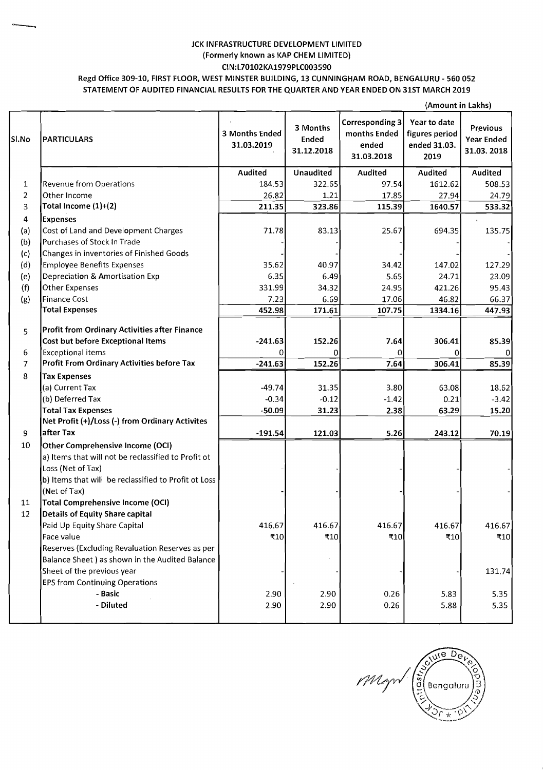# JCK INFRASTRUCTURE DEVELOPMENT LIMITED
## (Formerly known as KAP CHEM LIMITED)
### CIN:L70102KA1979PLC003590
### Regd Office 309-10, FIRST FLOOR, WEST MINSTER BUILDING, 13 CUNNINGHAM ROAD, BENGALURU - 560 052
### STATEMENT OF AUDITED FINANCIAL RESULTS FOR THE QUARTER AND YEAR ENDED ON 31ST MARCH 2019

(Amount in Lakhs)

| Sl.No | PARTICULARS | 3 Months Ended 31.03.2019 | 3 Months Ended 31.12.2018 | Corresponding 3 months Ended ended 31.03.2018 | Year to date figures period ended 31.03. 2019 | Previous Year Ended 31.03. 2018 |
|---|---|---|---|---|---|---|
| | | Audited | Unaudited | Audited | Audited | Audited |
| 1 | Revenue from Operations | 184.53 | 322.65 | 97.54 | 1612.62 | 508.53 |
| 2 | Other Income | 26.82 | 1.21 | 17.85 | 27.94 | 24.79 |
| 3 | **Total Income (1)+(2)** | 211.35 | 323.86 | 115.39 | 1640.57 | 533.32 |
| 4 | **Expenses** | | | | | |
| (a) | Cost of Land and Development Charges | 71.78 | 83.13 | 25.67 | 694.35 | 135.75 |
| (b) | Purchases of Stock In Trade | - | - | - | - | - |
| (c) | Changes in inventories of Finished Goods | - | - | - | - | - |
| (d) | Employee Benefits Expenses | 35.62 | 40.97 | 34.42 | 147.02 | 127.29 |
| (e) | Depreciation & Amortisation Exp | 6.35 | 6.49 | 5.65 | 24.71 | 23.09 |
| (f) | Other Expenses | 331.99 | 34.32 | 24.95 | 421.26 | 95.43 |
| (g) | Finance Cost | 7.23 | 6.69 | 17.06 | 46.82 | 66.37 |
| | **Total Expenses** | 452.98 | 171.61 | 107.75 | 1334.16 | 447.93 |
| 5 | **Profit from Ordinary Activities after Finance Cost but before Exceptional Items** | -241.63 | 152.26 | 7.64 | 306.41 | 85.39 |
| 6 | Exceptional items | 0 | 0 | 0 | 0 | 0 |
| 7 | **Profit From Ordinary Activities before Tax** | -241.63 | 152.26 | 7.64 | 306.41 | 85.39 |
| 8 | **Tax Expenses** | | | | | |
| | (a) Current Tax | -49.74 | 31.35 | 3.80 | 63.08 | 18.62 |
| | (b) Deferred Tax | -0.34 | -0.12 | -1.42 | 0.21 | -3.42 |
| | **Total Tax Expenses** | -50.09 | 31.23 | 2.38 | 63.29 | 15.20 |
| 9 | **Net Profit (+)/Loss (-) from Ordinary Activites after Tax** | -191.54 | 121.03 | 5.26 | 243.12 | 70.19 |
| 10 | **Other Comprehensive Income (OCI)** | | | | | |
| | a) Items that will not be reclassified to Profit ot Loss (Net of Tax) | - | - | - | - | - |
| | b) Items that will be reclassified to Profit ot Loss (Net of Tax) | - | - | - | - | - |
| 11 | **Total Comprehensive Income (OCI)** | | | | | |
| 12 | **Details of Equity Share capital** | | | | | |
| | Paid Up Equity Share Capital | 416.67 | 416.67 | 416.67 | 416.67 | 416.67 |
| | Face value | ₹10 | ₹10 | ₹10 | ₹10 | ₹10 |
| | Reserves (Excluding Revaluation Reserves as per Balance Sheet ) as shown in the Audited Balance Sheet of the previous year | - | - | - | - | 131.74 |
| | **EPS from Continuing Operations** | | | | | |
| | **- Basic** | 2.90 | 2.90 | 0.26 | 5.83 | 5.35 |
| | **- Diluted** | 2.90 | 2.90 | 0.26 | 5.88 | 5.35 |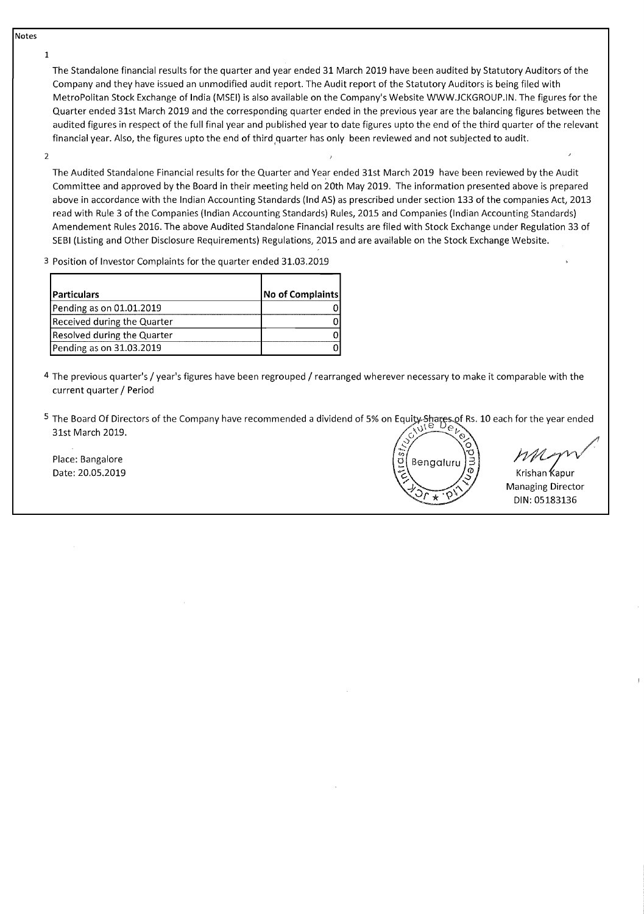Notes

1. The Standalone financial results for the quarter and year ended 31 March 2019 have been audited by Statutory Auditors of the Company and they have issued an unmodified audit report. The Audit report of the Statutory Auditors is being filed with MetroPolitan Stock Exchange of India (MSEI) is also available on the Company's Website WWW.JCKGROUP.IN. The figures for the Quarter ended 31st March 2019 and the corresponding quarter ended in the previous year are the balancing figures between the audited figures in respect of the full final year and published year to date figures upto the end of the third quarter of the relevant financial year. Also, the figures upto the end of third quarter has only been reviewed and not subjected to audit.

2. The Audited Standalone Financial results for the Quarter and Year ended 31st March 2019 have been reviewed by the Audit Committee and approved by the Board in their meeting held on 20th May 2019. The information presented above is prepared above in accordance with the Indian Accounting Standards (Ind AS) as prescribed under section 133 of the companies Act, 2013 read with Rule 3 of the Companies (Indian Accounting Standards) Rules, 2015 and Companies (Indian Accounting Standards) Amendement Rules 2016. The above Audited Standalone Financial results are filed with Stock Exchange under Regulation 33 of SEBI (Listing and Other Disclosure Requirements) Regulations, 2015 and are available on the Stock Exchange Website.

3. Position of Investor Complaints for the quarter ended 31.03.2019

| Particulars | No of Complaints |
|---|---|
| Pending as on 01.01.2019 | 0 |
| Received during the Quarter | 0 |
| Resolved during the Quarter | 0 |
| Pending as on 31.03.2019 | 0 |

4. The previous quarter's / year's figures have been regrouped / rearranged wherever necessary to make it comparable with the current quarter / Period

5. The Board Of Directors of the Company have recommended a dividend of 5% on Equity Shares of Rs. 10 each for the year ended 31st March 2019.

Place: Bangalore
Date: 20.05.2019

Krishan Kapur
Managing Director
DIN: 05183136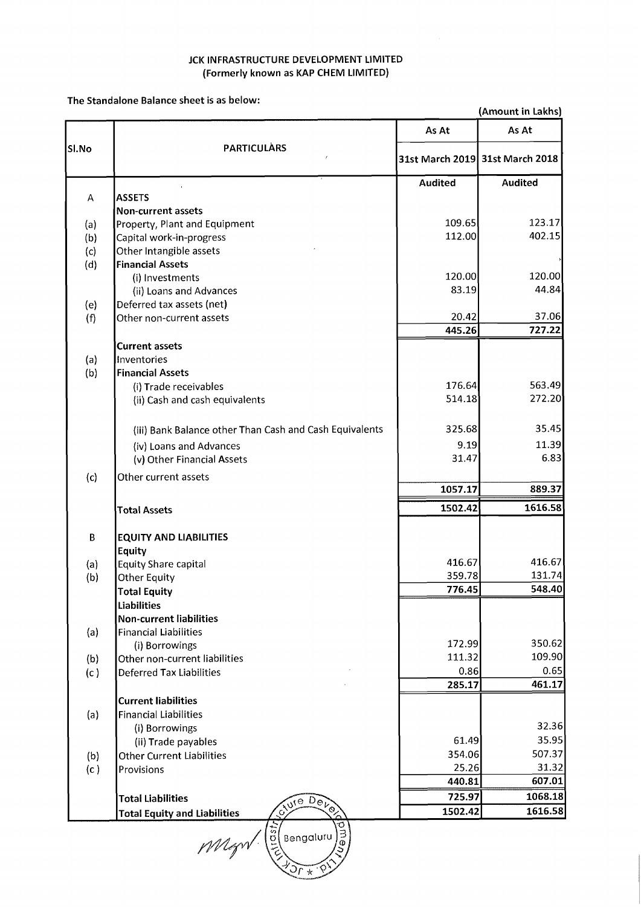**JCK INFRASTRUCTURE DEVELOPMENT LIMITED**
**(Formerly known as KAP CHEM LIMITED)**

**The Standalone Balance sheet is as below:**

(Amount in Lakhs)

| Sl.No | PARTICULARS | As At 31st March 2019 | As At 31st March 2018 |
|---|---|---|---|
| | | **Audited** | **Audited** |
| A | **ASSETS** | | |
| | **Non-current assets** | | |
| (a) | Property, Plant and Equipment | 109.65 | 123.17 |
| (b) | Capital work-in-progress | 112.00 | 402.15 |
| (c) | Other Intangible assets | | |
| (d) | **Financial Assets** | | |
| | (i) Investments | 120.00 | 120.00 |
| | (ii) Loans and Advances | 83.19 | 44.84 |
| (e) | Deferred tax assets (net) | | |
| (f) | Other non-current assets | 20.42 | 37.06 |
| | | 445.26 | 727.22 |
| | **Current assets** | | |
| (a) | Inventories | | |
| (b) | **Financial Assets** | | |
| | (i) Trade receivables | 176.64 | 563.49 |
| | (ii) Cash and cash equivalents | 514.18 | 272.20 |
| | (iii) Bank Balance other Than Cash and Cash Equivalents | 325.68 | 35.45 |
| | (iv) Loans and Advances | 9.19 | 11.39 |
| | (v) Other Financial Assets | 31.47 | 6.83 |
| (c) | Other current assets | | |
| | | 1057.17 | 889.37 |
| | **Total Assets** | 1502.42 | 1616.58 |
| B | **EQUITY AND LIABILITIES** | | |
| | **Equity** | | |
| (a) | Equity Share capital | 416.67 | 416.67 |
| (b) | Other Equity | 359.78 | 131.74 |
| | **Total Equity** | 776.45 | 548.40 |
| | **Liabilities** | | |
| | **Non-current liabilities** | | |
| (a) | Financial Liabilities | | |
| | (i) Borrowings | 172.99 | 350.62 |
| (b) | Other non-current liabilities | 111.32 | 109.90 |
| (c ) | Deferred Tax Liabilities | 0.86 | 0.65 |
| | | 285.17 | 461.17 |
| | **Current liabilities** | | |
| (a) | Financial Liabilities | | |
| | (i) Borrowings | | 32.36 |
| | (ii) Trade payables | 61.49 | 35.95 |
| (b) | Other Current Liabilities | 354.06 | 507.37 |
| (c ) | Provisions | 25.26 | 31.32 |
| | | 440.81 | 607.01 |
| | **Total Liabilities** | 725.97 | 1068.18 |
| | **Total Equity and Liabilities** | 1502.42 | 1616.58 |